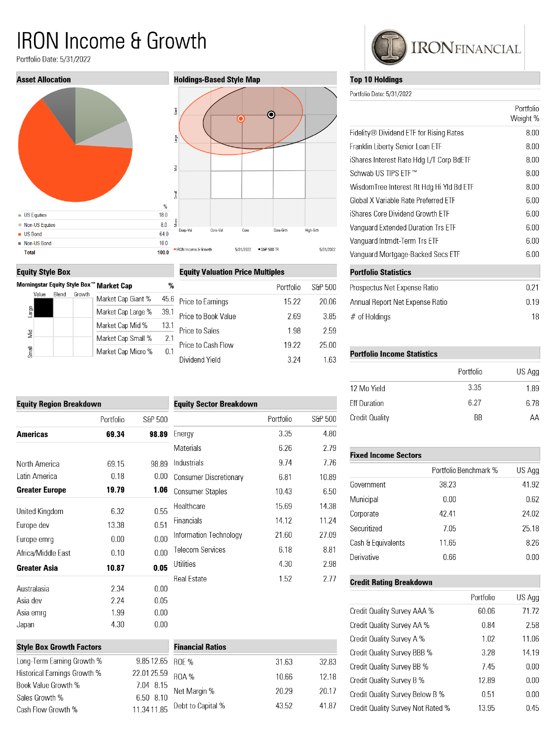# IRON Income & Growth

Portfolio Date: 5/31/2022

IRONFINANCIAL

## Asset Allocation

| | % |
|---|---|
| US Equities | 18.0 |
| Non-US Equities | 8.0 |
| US Bond | 64.0 |
| Non-US Bond | 10.0 |
| **Total** | **100.0** |

## Holdings-Based Style Map

Giant, Large, Mid, Small, Micro

Deep-Val, Core-Val, Core, Core-Grth, High-Grth

IRON Income & Growth 5/31/2022 • S&P 500 TR 5/31/2022

## Top 10 Holdings

Portfolio Date: 5/31/2022

| | Portfolio Weight % |
|---|---|
| Fidelity® Dividend ETF for Rising Rates | 8.00 |
| Franklin Liberty Senior Loan ETF | 8.00 |
| iShares Interest Rate Hdg L/T Corp BdETF | 8.00 |
| Schwab US TIPS ETF™ | 8.00 |
| WisdomTree Interest Rt Hdg Hi Yld Bd ETF | 8.00 |
| Global X Variable Rate Preferred ETF | 6.00 |
| iShares Core Dividend Growth ETF | 6.00 |
| Vanguard Extended Duration Trs ETF | 6.00 |
| Vanguard Intmdt-Term Trs ETF | 6.00 |
| Vanguard Mortgage-Backed Secs ETF | 6.00 |

## Equity Style Box

Morningstar Equity Style Box™

| | Value | Blend | Growth |
|---|---|---|---|
| Large | ■ | | |
| Mid | | | |
| Small | | | |

| Market Cap | % |
|---|---|
| Market Cap Giant % | 45.6 |
| Market Cap Large % | 39.1 |
| Market Cap Mid % | 13.1 |
| Market Cap Small % | 2.1 |
| Market Cap Micro % | 0.1 |

## Equity Valuation Price Multiples

| | Portfolio | S&P 500 |
|---|---|---|
| Price to Earnings | 15.22 | 20.06 |
| Price to Book Value | 2.69 | 3.85 |
| Price to Sales | 1.98 | 2.59 |
| Price to Cash Flow | 19.22 | 25.00 |
| Dividend Yield | 3.24 | 1.63 |

## Portfolio Statistics

| | |
|---|---|
| Prospectus Net Expense Ratio | 0.21 |
| Annual Report Net Expense Ratio | 0.19 |
| # of Holdings | 18 |

## Portfolio Income Statistics

| | Portfolio | US Agg |
|---|---|---|
| 12 Mo Yield | 3.35 | 1.89 |
| Eff Duration | 6.27 | 6.78 |
| Credit Quality | BB | AA |

## Equity Region Breakdown

| | Portfolio | S&P 500 |
|---|---|---|
| **Americas** | **69.34** | **98.89** |
| North America | 69.15 | 98.89 |
| Latin America | 0.18 | 0.00 |
| **Greater Europe** | **19.79** | **1.06** |
| United Kingdom | 6.32 | 0.55 |
| Europe dev | 13.38 | 0.51 |
| Europe emrg | 0.00 | 0.00 |
| Africa/Middle East | 0.10 | 0.00 |
| **Greater Asia** | **10.87** | **0.05** |
| Australasia | 2.34 | 0.00 |
| Asia dev | 2.24 | 0.05 |
| Asia emrg | 1.99 | 0.00 |
| Japan | 4.30 | 0.00 |

## Equity Sector Breakdown

| | Portfolio | S&P 500 |
|---|---|---|
| Energy | 3.35 | 4.80 |
| Materials | 6.26 | 2.79 |
| Industrials | 9.74 | 7.76 |
| Consumer Discretionary | 6.81 | 10.89 |
| Consumer Staples | 10.43 | 6.50 |
| Healthcare | 15.69 | 14.38 |
| Financials | 14.12 | 11.24 |
| Information Technology | 21.60 | 27.09 |
| Telecom Services | 6.18 | 8.81 |
| Utilities | 4.30 | 2.98 |
| Real Estate | 1.52 | 2.77 |

## Fixed Income Sectors

| | Portfolio Benchmark % | US Agg |
|---|---|---|
| Government | 38.23 | 41.92 |
| Municipal | 0.00 | 0.62 |
| Corporate | 42.41 | 24.02 |
| Securitized | 7.05 | 25.18 |
| Cash & Equivalents | 11.65 | 8.26 |
| Derivative | 0.66 | 0.00 |

## Credit Rating Breakdown

| | Portfolio | US Agg |
|---|---|---|
| Credit Quality Survey AAA % | 60.06 | 71.72 |
| Credit Quality Survey AA % | 0.84 | 2.58 |
| Credit Quality Survey A % | 1.02 | 11.06 |
| Credit Quality Survey BBB % | 3.28 | 14.19 |
| Credit Quality Survey BB % | 7.45 | 0.00 |
| Credit Quality Survey B % | 12.89 | 0.00 |
| Credit Quality Survey Below B % | 0.51 | 0.00 |
| Credit Quality Survey Not Rated % | 13.95 | 0.45 |

## Style Box Growth Factors

| | | |
|---|---|---|
| Long-Term Earning Growth % | 9.85 | 12.65 |
| Historical Earnings Growth % | 22.01 | 25.59 |
| Book Value Growth % | 7.04 | 8.15 |
| Sales Growth % | 6.50 | 8.10 |
| Cash Flow Growth % | 11.34 | 11.85 |

## Financial Ratios

| | | |
|---|---|---|
| ROE % | 31.63 | 32.83 |
| ROA % | 10.66 | 12.18 |
| Net Margin % | 20.29 | 20.17 |
| Debt to Capital % | 43.52 | 41.87 |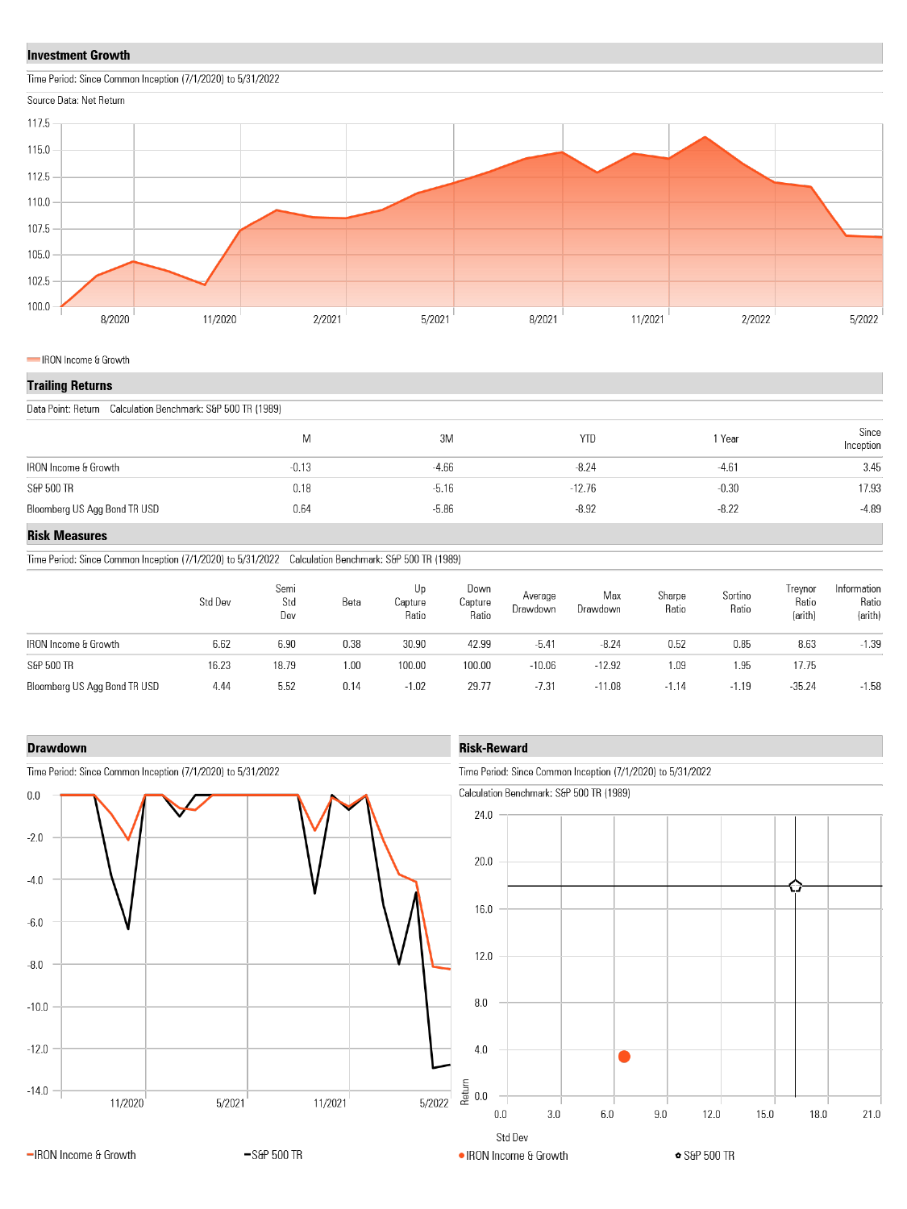## Investment Growth

Time Period: Since Common Inception (7/1/2020) to 5/31/2022

Source Data: Net Return

IRON Income & Growth

## Trailing Returns

Data Point: Return    Calculation Benchmark: S&P 500 TR (1989)

| | M | 3M | YTD | 1 Year | Since Inception |
|---|---|---|---|---|---|
| IRON Income & Growth | -0.13 | -4.66 | -8.24 | -4.61 | 3.45 |
| S&P 500 TR | 0.18 | -5.16 | -12.76 | -0.30 | 17.93 |
| Bloomberg US Agg Bond TR USD | 0.64 | -5.86 | -8.92 | -8.22 | -4.89 |

## Risk Measures

Time Period: Since Common Inception (7/1/2020) to 5/31/2022    Calculation Benchmark: S&P 500 TR (1989)

| | Std Dev | Semi Std Dev | Beta | Up Capture Ratio | Down Capture Ratio | Average Drawdown | Max Drawdown | Sharpe Ratio | Sortino Ratio | Treynor Ratio (arith) | Information Ratio (arith) |
|---|---|---|---|---|---|---|---|---|---|---|---|
| IRON Income & Growth | 6.62 | 6.90 | 0.38 | 30.90 | 42.99 | -5.41 | -8.24 | 0.52 | 0.85 | 8.63 | -1.39 |
| S&P 500 TR | 16.23 | 18.79 | 1.00 | 100.00 | 100.00 | -10.06 | -12.92 | 1.09 | 1.95 | 17.75 | |
| Bloomberg US Agg Bond TR USD | 4.44 | 5.52 | 0.14 | -1.02 | 29.77 | -7.31 | -11.08 | -1.14 | -1.19 | -35.24 | -1.58 |

## Drawdown

Time Period: Since Common Inception (7/1/2020) to 5/31/2022

IRON Income & Growth    S&P 500 TR

## Risk-Reward

Time Period: Since Common Inception (7/1/2020) to 5/31/2022

Calculation Benchmark: S&P 500 TR (1989)

IRON Income & Growth    S&P 500 TR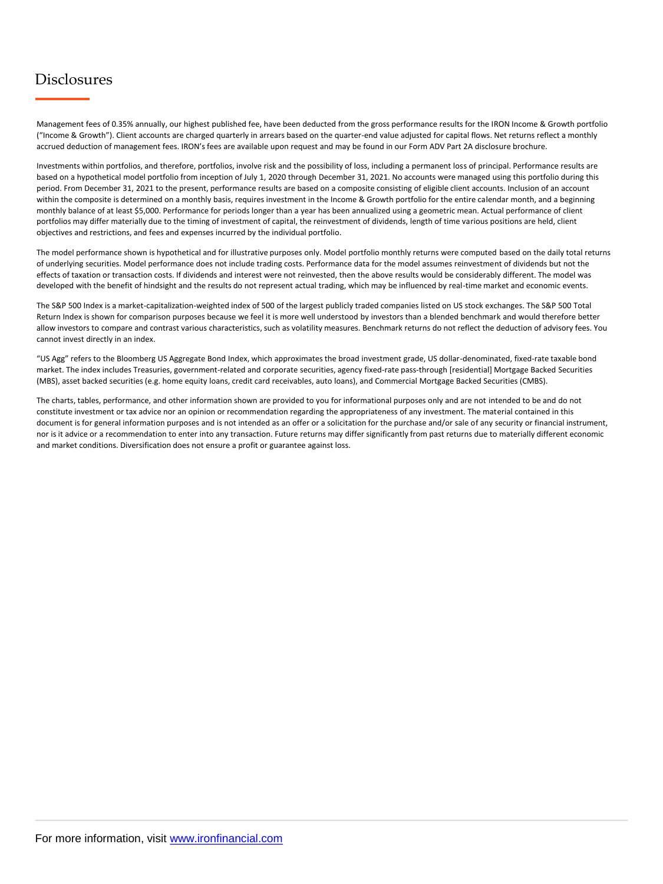# Disclosures

Management fees of 0.35% annually, our highest published fee, have been deducted from the gross performance results for the IRON Income & Growth portfolio ("Income & Growth"). Client accounts are charged quarterly in arrears based on the quarter-end value adjusted for capital flows. Net returns reflect a monthly accrued deduction of management fees. IRON's fees are available upon request and may be found in our Form ADV Part 2A disclosure brochure.

Investments within portfolios, and therefore, portfolios, involve risk and the possibility of loss, including a permanent loss of principal. Performance results are based on a hypothetical model portfolio from inception of July 1, 2020 through December 31, 2021. No accounts were managed using this portfolio during this period. From December 31, 2021 to the present, performance results are based on a composite consisting of eligible client accounts. Inclusion of an account within the composite is determined on a monthly basis, requires investment in the Income & Growth portfolio for the entire calendar month, and a beginning monthly balance of at least $5,000. Performance for periods longer than a year has been annualized using a geometric mean. Actual performance of client portfolios may differ materially due to the timing of investment of capital, the reinvestment of dividends, length of time various positions are held, client objectives and restrictions, and fees and expenses incurred by the individual portfolio.

The model performance shown is hypothetical and for illustrative purposes only. Model portfolio monthly returns were computed based on the daily total returns of underlying securities. Model performance does not include trading costs. Performance data for the model assumes reinvestment of dividends but not the effects of taxation or transaction costs. If dividends and interest were not reinvested, then the above results would be considerably different. The model was developed with the benefit of hindsight and the results do not represent actual trading, which may be influenced by real-time market and economic events.

The S&P 500 Index is a market-capitalization-weighted index of 500 of the largest publicly traded companies listed on US stock exchanges. The S&P 500 Total Return Index is shown for comparison purposes because we feel it is more well understood by investors than a blended benchmark and would therefore better allow investors to compare and contrast various characteristics, such as volatility measures. Benchmark returns do not reflect the deduction of advisory fees. You cannot invest directly in an index.

"US Agg" refers to the Bloomberg US Aggregate Bond Index, which approximates the broad investment grade, US dollar-denominated, fixed-rate taxable bond market. The index includes Treasuries, government-related and corporate securities, agency fixed-rate pass-through [residential] Mortgage Backed Securities (MBS), asset backed securities (e.g. home equity loans, credit card receivables, auto loans), and Commercial Mortgage Backed Securities (CMBS).

The charts, tables, performance, and other information shown are provided to you for informational purposes only and are not intended to be and do not constitute investment or tax advice nor an opinion or recommendation regarding the appropriateness of any investment. The material contained in this document is for general information purposes and is not intended as an offer or a solicitation for the purchase and/or sale of any security or financial instrument, nor is it advice or a recommendation to enter into any transaction. Future returns may differ significantly from past returns due to materially different economic and market conditions. Diversification does not ensure a profit or guarantee against loss.

For more information, visit [www.ironfinancial.com](http://www.ironfinancial.com)